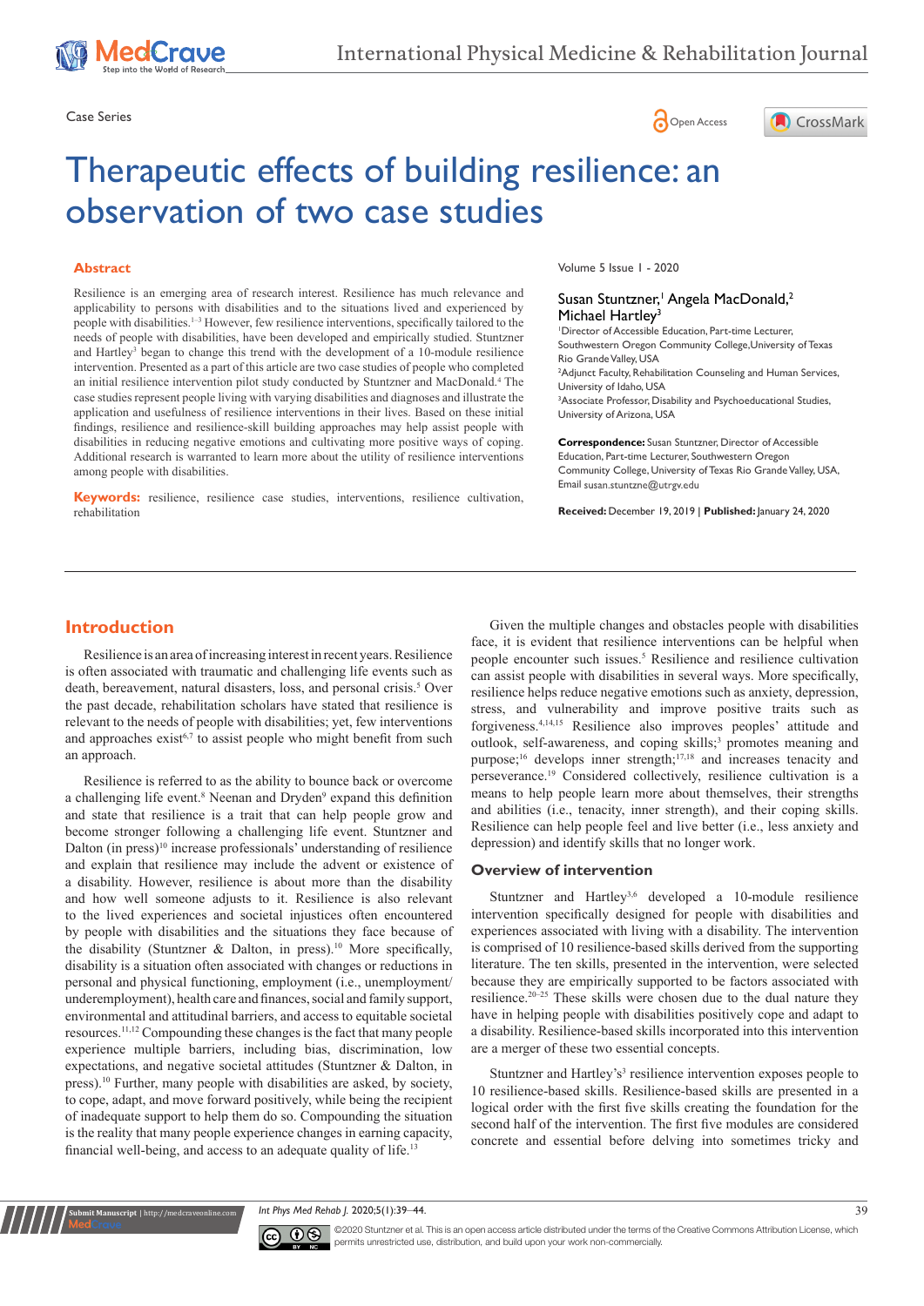Case Series

# Therapeutic effects of building resilience: an observation of two case studies

## Abstract

Resilience is an emerging area of research interest. Resilience has much relevance and applicability to persons with disabilities and to the situations lived and experienced by people with disabilities.[1–3] However, few resilience interventions, specifically tailored to the needs of people with disabilities, have been developed and empirically studied. Stuntzner and Hartley[3] began to change this trend with the development of a 10-module resilience intervention. Presented as a part of this article are two case studies of people who completed an initial resilience intervention pilot study conducted by Stuntzner and MacDonald.[4] The case studies represent people living with varying disabilities and diagnoses and illustrate the application and usefulness of resilience interventions in their lives. Based on these initial findings, resilience and resilience-skill building approaches may help assist people with disabilities in reducing negative emotions and cultivating more positive ways of coping. Additional research is warranted to learn more about the utility of resilience interventions among people with disabilities.

**Keywords:** resilience, resilience case studies, interventions, resilience cultivation, rehabilitation

Volume 5 Issue 1 - 2020

Susan Stuntzner,[1] Angela MacDonald,[2] Michael Hartley[3]

[1]Director of Accessible Education, Part-time Lecturer, Southwestern Oregon Community College, University of Texas Rio Grande Valley, USA
[2]Adjunct Faculty, Rehabilitation Counseling and Human Services, University of Idaho, USA
[3]Associate Professor, Disability and Psychoeducational Studies, University of Arizona, USA

**Correspondence:** Susan Stuntzner, Director of Accessible Education, Part-time Lecturer, Southwestern Oregon Community College, University of Texas Rio Grande Valley, USA, Email susan.stuntzne@utrgv.edu

**Received:** December 19, 2019 | **Published:** January 24, 2020

## Introduction

Resilience is an area of increasing interest in recent years. Resilience is often associated with traumatic and challenging life events such as death, bereavement, natural disasters, loss, and personal crisis.[5] Over the past decade, rehabilitation scholars have stated that resilience is relevant to the needs of people with disabilities; yet, few interventions and approaches exist[6,7] to assist people who might benefit from such an approach.

Resilience is referred to as the ability to bounce back or overcome a challenging life event.[8] Neenan and Dryden[9] expand this definition and state that resilience is a trait that can help people grow and become stronger following a challenging life event. Stuntzner and Dalton (in press)[10] increase professionals' understanding of resilience and explain that resilience may include the advent or existence of a disability. However, resilience is about more than the disability and how well someone adjusts to it. Resilience is also relevant to the lived experiences and societal injustices often encountered by people with disabilities and the situations they face because of the disability (Stuntzner & Dalton, in press).[10] More specifically, disability is a situation often associated with changes or reductions in personal and physical functioning, employment (i.e., unemployment/underemployment), health care and finances, social and family support, environmental and attitudinal barriers, and access to equitable societal resources.[11,12] Compounding these changes is the fact that many people experience multiple barriers, including bias, discrimination, low expectations, and negative societal attitudes (Stuntzner & Dalton, in press).[10] Further, many people with disabilities are asked, by society, to cope, adapt, and move forward positively, while being the recipient of inadequate support to help them do so. Compounding the situation is the reality that many people experience changes in earning capacity, financial well-being, and access to an adequate quality of life.[13]

Given the multiple changes and obstacles people with disabilities face, it is evident that resilience interventions can be helpful when people encounter such issues.[5] Resilience and resilience cultivation can assist people with disabilities in several ways. More specifically, resilience helps reduce negative emotions such as anxiety, depression, stress, and vulnerability and improve positive traits such as forgiveness.[4,14,15] Resilience also improves peoples' attitude and outlook, self-awareness, and coping skills;[3] promotes meaning and purpose;[16] develops inner strength;[17,18] and increases tenacity and perseverance.[19] Considered collectively, resilience cultivation is a means to help people learn more about themselves, their strengths and abilities (i.e., tenacity, inner strength), and their coping skills. Resilience can help people feel and live better (i.e., less anxiety and depression) and identify skills that no longer work.

### Overview of intervention

Stuntzner and Hartley[3,6] developed a 10-module resilience intervention specifically designed for people with disabilities and experiences associated with living with a disability. The intervention is comprised of 10 resilience-based skills derived from the supporting literature. The ten skills, presented in the intervention, were selected because they are empirically supported to be factors associated with resilience.[20–25] These skills were chosen due to the dual nature they have in helping people with disabilities positively cope and adapt to a disability. Resilience-based skills incorporated into this intervention are a merger of these two essential concepts.

Stuntzner and Hartley's[3] resilience intervention exposes people to 10 resilience-based skills. Resilience-based skills are presented in a logical order with the first five skills creating the foundation for the second half of the intervention. The first five modules are considered concrete and essential before delving into sometimes tricky and

©2020 Stuntzner et al. This is an open access article distributed under the terms of the Creative Commons Attribution License, which permits unrestricted use, distribution, and build upon your work non-commercially.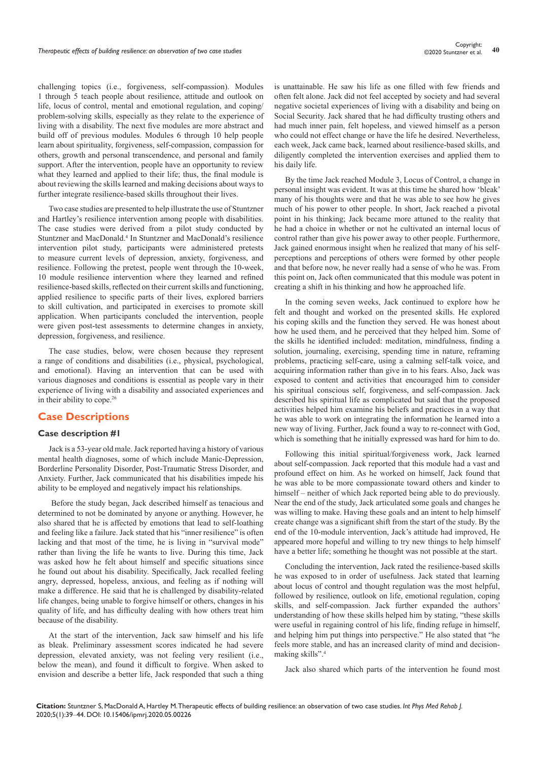challenging topics (i.e., forgiveness, self-compassion). Modules 1 through 5 teach people about resilience, attitude and outlook on life, locus of control, mental and emotional regulation, and coping/problem-solving skills, especially as they relate to the experience of living with a disability. The next five modules are more abstract and build off of previous modules. Modules 6 through 10 help people learn about spirituality, forgiveness, self-compassion, compassion for others, growth and personal transcendence, and personal and family support. After the intervention, people have an opportunity to review what they learned and applied to their life; thus, the final module is about reviewing the skills learned and making decisions about ways to further integrate resilience-based skills throughout their lives.

Two case studies are presented to help illustrate the use of Stuntzner and Hartley's resilience intervention among people with disabilities. The case studies were derived from a pilot study conducted by Stuntzner and MacDonald.[4] In Stuntzner and MacDonald's resilience intervention pilot study, participants were administered pretests to measure current levels of depression, anxiety, forgiveness, and resilience. Following the pretest, people went through the 10-week, 10 module resilience intervention where they learned and refined resilience-based skills, reflected on their current skills and functioning, applied resilience to specific parts of their lives, explored barriers to skill cultivation, and participated in exercises to promote skill application. When participants concluded the intervention, people were given post-test assessments to determine changes in anxiety, depression, forgiveness, and resilience.

The case studies, below, were chosen because they represent a range of conditions and disabilities (i.e., physical, psychological, and emotional). Having an intervention that can be used with various diagnoses and conditions is essential as people vary in their experience of living with a disability and associated experiences and in their ability to cope.[26]

## Case Descriptions

### Case description #1

Jack is a 53-year old male. Jack reported having a history of various mental health diagnoses, some of which include Manic-Depression, Borderline Personality Disorder, Post-Traumatic Stress Disorder, and Anxiety. Further, Jack communicated that his disabilities impede his ability to be employed and negatively impact his relationships.

Before the study began, Jack described himself as tenacious and determined to not be dominated by anyone or anything. However, he also shared that he is affected by emotions that lead to self-loathing and feeling like a failure. Jack stated that his "inner resilience" is often lacking and that most of the time, he is living in "survival mode" rather than living the life he wants to live. During this time, Jack was asked how he felt about himself and specific situations since he found out about his disability. Specifically, Jack recalled feeling angry, depressed, hopeless, anxious, and feeling as if nothing will make a difference. He said that he is challenged by disability-related life changes, being unable to forgive himself or others, changes in his quality of life, and has difficulty dealing with how others treat him because of the disability.

At the start of the intervention, Jack saw himself and his life as bleak. Preliminary assessment scores indicated he had severe depression, elevated anxiety, was not feeling very resilient (i.e., below the mean), and found it difficult to forgive. When asked to envision and describe a better life, Jack responded that such a thing is unattainable. He saw his life as one filled with few friends and often felt alone. Jack did not feel accepted by society and had several negative societal experiences of living with a disability and being on Social Security. Jack shared that he had difficulty trusting others and had much inner pain, felt hopeless, and viewed himself as a person who could not effect change or have the life he desired. Nevertheless, each week, Jack came back, learned about resilience-based skills, and diligently completed the intervention exercises and applied them to his daily life.

By the time Jack reached Module 3, Locus of Control, a change in personal insight was evident. It was at this time he shared how 'bleak' many of his thoughts were and that he was able to see how he gives much of his power to other people. In short, Jack reached a pivotal point in his thinking; Jack became more attuned to the reality that he had a choice in whether or not he cultivated an internal locus of control rather than give his power away to other people. Furthermore, Jack gained enormous insight when he realized that many of his self-perceptions and perceptions of others were formed by other people and that before now, he never really had a sense of who he was. From this point on, Jack often communicated that this module was potent in creating a shift in his thinking and how he approached life.

In the coming seven weeks, Jack continued to explore how he felt and thought and worked on the presented skills. He explored his coping skills and the function they served. He was honest about how he used them, and he perceived that they helped him. Some of the skills he identified included: meditation, mindfulness, finding a solution, journaling, exercising, spending time in nature, reframing problems, practicing self-care, using a calming self-talk voice, and acquiring information rather than give in to his fears. Also, Jack was exposed to content and activities that encouraged him to consider his spiritual conscious self, forgiveness, and self-compassion. Jack described his spiritual life as complicated but said that the proposed activities helped him examine his beliefs and practices in a way that he was able to work on integrating the information he learned into a new way of living. Further, Jack found a way to re-connect with God, which is something that he initially expressed was hard for him to do.

Following this initial spiritual/forgiveness work, Jack learned about self-compassion. Jack reported that this module had a vast and profound effect on him. As he worked on himself, Jack found that he was able to be more compassionate toward others and kinder to himself – neither of which Jack reported being able to do previously. Near the end of the study, Jack articulated some goals and changes he was willing to make. Having these goals and an intent to help himself create change was a significant shift from the start of the study. By the end of the 10-module intervention, Jack's attitude had improved, He appeared more hopeful and willing to try new things to help himself have a better life; something he thought was not possible at the start.

Concluding the intervention, Jack rated the resilience-based skills he was exposed to in order of usefulness. Jack stated that learning about locus of control and thought regulation was the most helpful, followed by resilience, outlook on life, emotional regulation, coping skills, and self-compassion. Jack further expanded the authors' understanding of how these skills helped him by stating, "these skills were useful in regaining control of his life, finding refuge in himself, and helping him put things into perspective." He also stated that "he feels more stable, and has an increased clarity of mind and decision-making skills".[4]

Jack also shared which parts of the intervention he found most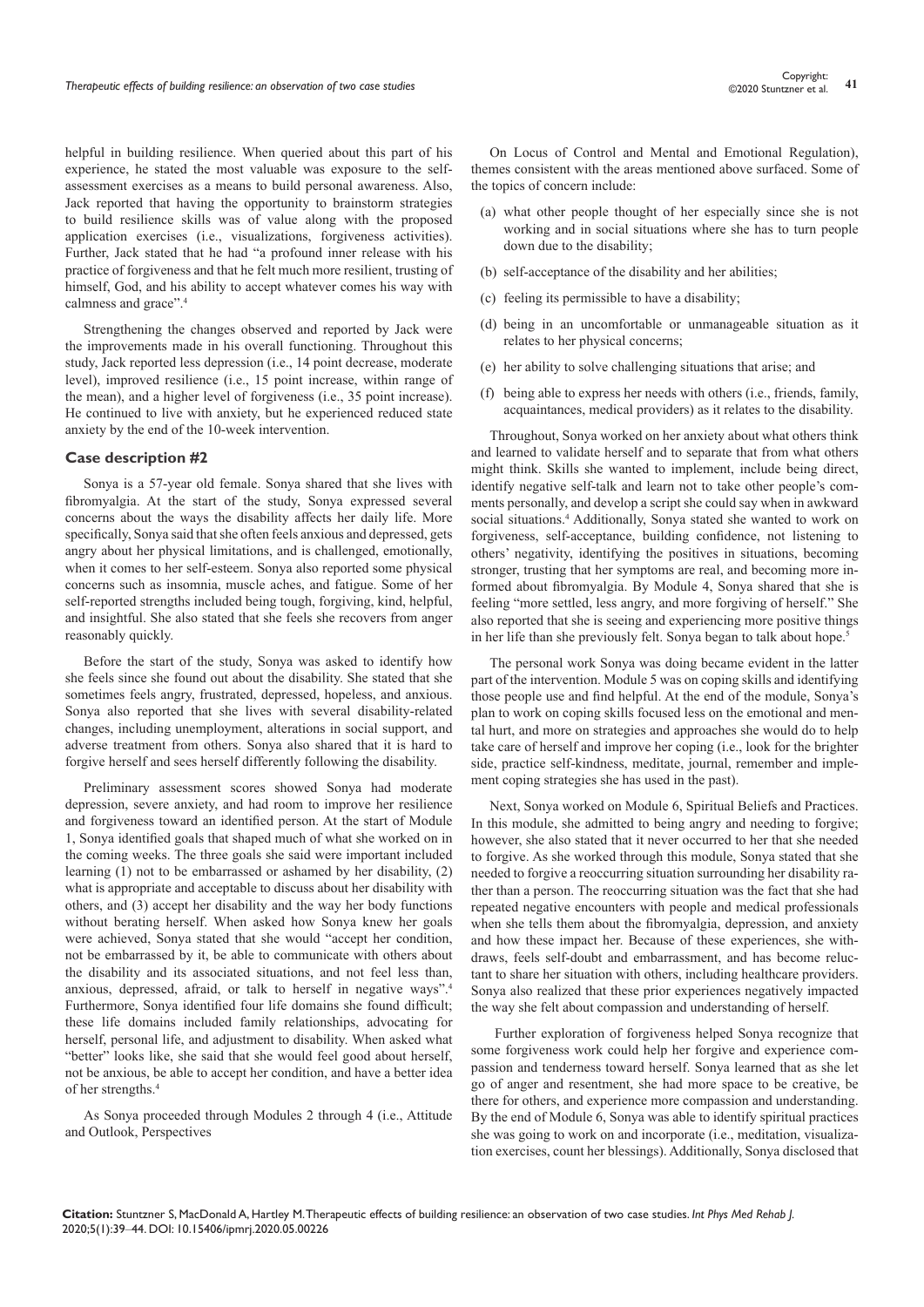helpful in building resilience. When queried about this part of his experience, he stated the most valuable was exposure to the self-assessment exercises as a means to build personal awareness. Also, Jack reported that having the opportunity to brainstorm strategies to build resilience skills was of value along with the proposed application exercises (i.e., visualizations, forgiveness activities). Further, Jack stated that he had "a profound inner release with his practice of forgiveness and that he felt much more resilient, trusting of himself, God, and his ability to accept whatever comes his way with calmness and grace".[4]

Strengthening the changes observed and reported by Jack were the improvements made in his overall functioning. Throughout this study, Jack reported less depression (i.e., 14 point decrease, moderate level), improved resilience (i.e., 15 point increase, within range of the mean), and a higher level of forgiveness (i.e., 35 point increase). He continued to live with anxiety, but he experienced reduced state anxiety by the end of the 10-week intervention.

### Case description #2

Sonya is a 57-year old female. Sonya shared that she lives with fibromyalgia. At the start of the study, Sonya expressed several concerns about the ways the disability affects her daily life. More specifically, Sonya said that she often feels anxious and depressed, gets angry about her physical limitations, and is challenged, emotionally, when it comes to her self-esteem. Sonya also reported some physical concerns such as insomnia, muscle aches, and fatigue. Some of her self-reported strengths included being tough, forgiving, kind, helpful, and insightful. She also stated that she feels she recovers from anger reasonably quickly.

Before the start of the study, Sonya was asked to identify how she feels since she found out about the disability. She stated that she sometimes feels angry, frustrated, depressed, hopeless, and anxious. Sonya also reported that she lives with several disability-related changes, including unemployment, alterations in social support, and adverse treatment from others. Sonya also shared that it is hard to forgive herself and sees herself differently following the disability.

Preliminary assessment scores showed Sonya had moderate depression, severe anxiety, and had room to improve her resilience and forgiveness toward an identified person. At the start of Module 1, Sonya identified goals that shaped much of what she worked on in the coming weeks. The three goals she said were important included learning (1) not to be embarrassed or ashamed by her disability, (2) what is appropriate and acceptable to discuss about her disability with others, and (3) accept her disability and the way her body functions without berating herself. When asked how Sonya knew her goals were achieved, Sonya stated that she would "accept her condition, not be embarrassed by it, be able to communicate with others about the disability and its associated situations, and not feel less than, anxious, depressed, afraid, or talk to herself in negative ways".[4] Furthermore, Sonya identified four life domains she found difficult; these life domains included family relationships, advocating for herself, personal life, and adjustment to disability. When asked what "better" looks like, she said that she would feel good about herself, not be anxious, be able to accept her condition, and have a better idea of her strengths.[4]

As Sonya proceeded through Modules 2 through 4 (i.e., Attitude and Outlook, Perspectives On Locus of Control and Mental and Emotional Regulation), themes consistent with the areas mentioned above surfaced. Some of the topics of concern include:

(a) what other people thought of her especially since she is not working and in social situations where she has to turn people down due to the disability;

(b) self-acceptance of the disability and her abilities;

(c) feeling its permissible to have a disability;

(d) being in an uncomfortable or unmanageable situation as it relates to her physical concerns;

(e) her ability to solve challenging situations that arise; and

(f) being able to express her needs with others (i.e., friends, family, acquaintances, medical providers) as it relates to the disability.

Throughout, Sonya worked on her anxiety about what others think and learned to validate herself and to separate that from what others might think. Skills she wanted to implement, include being direct, identify negative self-talk and learn not to take other people's comments personally, and develop a script she could say when in awkward social situations.[4] Additionally, Sonya stated she wanted to work on forgiveness, self-acceptance, building confidence, not listening to others' negativity, identifying the positives in situations, becoming stronger, trusting that her symptoms are real, and becoming more informed about fibromyalgia. By Module 4, Sonya shared that she is feeling "more settled, less angry, and more forgiving of herself." She also reported that she is seeing and experiencing more positive things in her life than she previously felt. Sonya began to talk about hope.[5]

The personal work Sonya was doing became evident in the latter part of the intervention. Module 5 was on coping skills and identifying those people use and find helpful. At the end of the module, Sonya's plan to work on coping skills focused less on the emotional and mental hurt, and more on strategies and approaches she would do to help take care of herself and improve her coping (i.e., look for the brighter side, practice self-kindness, meditate, journal, remember and implement coping strategies she has used in the past).

Next, Sonya worked on Module 6, Spiritual Beliefs and Practices. In this module, she admitted to being angry and needing to forgive; however, she also stated that it never occurred to her that she needed to forgive. As she worked through this module, Sonya stated that she needed to forgive a reoccurring situation surrounding her disability rather than a person. The reoccurring situation was the fact that she had repeated negative encounters with people and medical professionals when she tells them about the fibromyalgia, depression, and anxiety and how these impact her. Because of these experiences, she withdraws, feels self-doubt and embarrassment, and has become reluctant to share her situation with others, including healthcare providers. Sonya also realized that these prior experiences negatively impacted the way she felt about compassion and understanding of herself.

Further exploration of forgiveness helped Sonya recognize that some forgiveness work could help her forgive and experience compassion and tenderness toward herself. Sonya learned that as she let go of anger and resentment, she had more space to be creative, be there for others, and experience more compassion and understanding. By the end of Module 6, Sonya was able to identify spiritual practices she was going to work on and incorporate (i.e., meditation, visualization exercises, count her blessings). Additionally, Sonya disclosed that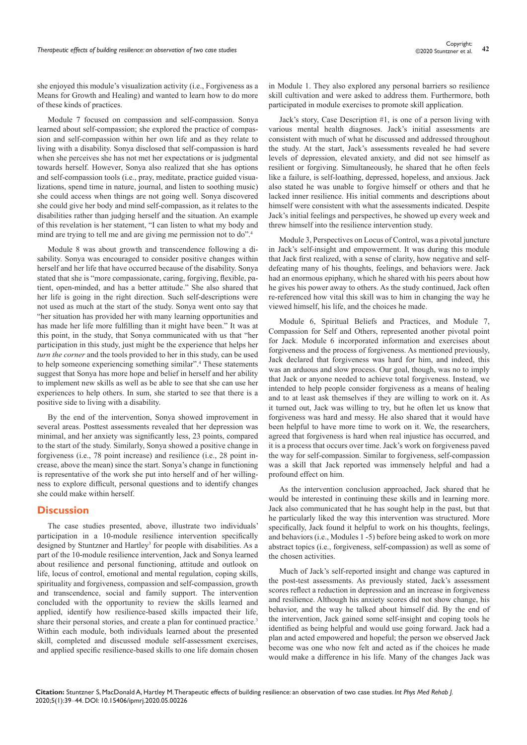she enjoyed this module's visualization activity (i.e., Forgiveness as a Means for Growth and Healing) and wanted to learn how to do more of these kinds of practices.

Module 7 focused on compassion and self-compassion. Sonya learned about self-compassion; she explored the practice of compassion and self-compassion within her own life and as they relate to living with a disability. Sonya disclosed that self-compassion is hard when she perceives she has not met her expectations or is judgmental towards herself. However, Sonya also realized that she has options and self-compassion tools (i.e., pray, meditate, practice guided visualizations, spend time in nature, journal, and listen to soothing music) she could access when things are not going well. Sonya discovered she could give her body and mind self-compassion, as it relates to the disabilities rather than judging herself and the situation. An example of this revelation is her statement, "I can listen to what my body and mind are trying to tell me and are giving me permission not to do".[4]

Module 8 was about growth and transcendence following a disability. Sonya was encouraged to consider positive changes within herself and her life that have occurred because of the disability. Sonya stated that she is "more compassionate, caring, forgiving, flexible, patient, open-minded, and has a better attitude." She also shared that her life is going in the right direction. Such self-descriptions were not used as much at the start of the study. Sonya went onto say that "her situation has provided her with many learning opportunities and has made her life more fulfilling than it might have been." It was at this point, in the study, that Sonya communicated with us that "her participation in this study, just might be the experience that helps her *turn the corner* and the tools provided to her in this study, can be used to help someone experiencing something similar".[4] These statements suggest that Sonya has more hope and belief in herself and her ability to implement new skills as well as be able to see that she can use her experiences to help others. In sum, she started to see that there is a positive side to living with a disability.

By the end of the intervention, Sonya showed improvement in several areas. Posttest assessments revealed that her depression was minimal, and her anxiety was significantly less, 23 points, compared to the start of the study. Similarly, Sonya showed a positive change in forgiveness (i.e., 78 point increase) and resilience (i.e., 28 point increase, above the mean) since the start. Sonya's change in functioning is representative of the work she put into herself and of her willingness to explore difficult, personal questions and to identify changes she could make within herself.

## Discussion

The case studies presented, above, illustrate two individuals' participation in a 10-module resilience intervention specifically designed by Stuntzner and Hartley[3] for people with disabilities. As a part of the 10-module resilience intervention, Jack and Sonya learned about resilience and personal functioning, attitude and outlook on life, locus of control, emotional and mental regulation, coping skills, spirituality and forgiveness, compassion and self-compassion, growth and transcendence, social and family support. The intervention concluded with the opportunity to review the skills learned and applied, identify how resilience-based skills impacted their life, share their personal stories, and create a plan for continued practice.[3] Within each module, both individuals learned about the presented skill, completed and discussed module self-assessment exercises, and applied specific resilience-based skills to one life domain chosen in Module 1. They also explored any personal barriers so resilience skill cultivation and were asked to address them. Furthermore, both participated in module exercises to promote skill application.

Jack's story, Case Description #1, is one of a person living with various mental health diagnoses. Jack's initial assessments are consistent with much of what he discussed and addressed throughout the study. At the start, Jack's assessments revealed he had severe levels of depression, elevated anxiety, and did not see himself as resilient or forgiving. Simultaneously, he shared that he often feels like a failure, is self-loathing, depressed, hopeless, and anxious. Jack also stated he was unable to forgive himself or others and that he lacked inner resilience. His initial comments and descriptions about himself were consistent with what the assessments indicated. Despite Jack's initial feelings and perspectives, he showed up every week and threw himself into the resilience intervention study.

Module 3, Perspectives on Locus of Control, was a pivotal juncture in Jack's self-insight and empowerment. It was during this module that Jack first realized, with a sense of clarity, how negative and self-defeating many of his thoughts, feelings, and behaviors were. Jack had an enormous epiphany, which he shared with his peers about how he gives his power away to others. As the study continued, Jack often re-referenced how vital this skill was to him in changing the way he viewed himself, his life, and the choices he made.

Module 6, Spiritual Beliefs and Practices, and Module 7, Compassion for Self and Others, represented another pivotal point for Jack. Module 6 incorporated information and exercises about forgiveness and the process of forgiveness. As mentioned previously, Jack declared that forgiveness was hard for him, and indeed, this was an arduous and slow process. Our goal, though, was no to imply that Jack or anyone needed to achieve total forgiveness. Instead, we intended to help people consider forgiveness as a means of healing and to at least ask themselves if they are willing to work on it. As it turned out, Jack was willing to try, but he often let us know that forgiveness was hard and messy. He also shared that it would have been helpful to have more time to work on it. We, the researchers, agreed that forgiveness is hard when real injustice has occurred, and it is a process that occurs over time. Jack's work on forgiveness paved the way for self-compassion. Similar to forgiveness, self-compassion was a skill that Jack reported was immensely helpful and had a profound effect on him.

As the intervention conclusion approached, Jack shared that he would be interested in continuing these skills and in learning more. Jack also communicated that he has sought help in the past, but that he particularly liked the way this intervention was structured. More specifically, Jack found it helpful to work on his thoughts, feelings, and behaviors (i.e., Modules 1 -5) before being asked to work on more abstract topics (i.e., forgiveness, self-compassion) as well as some of the chosen activities.

Much of Jack's self-reported insight and change was captured in the post-test assessments. As previously stated, Jack's assessment scores reflect a reduction in depression and an increase in forgiveness and resilience. Although his anxiety scores did not show change, his behavior, and the way he talked about himself did. By the end of the intervention, Jack gained some self-insight and coping tools he identified as being helpful and would use going forward. Jack had a plan and acted empowered and hopeful; the person we observed Jack become was one who now felt and acted as if the choices he made would make a difference in his life. Many of the changes Jack was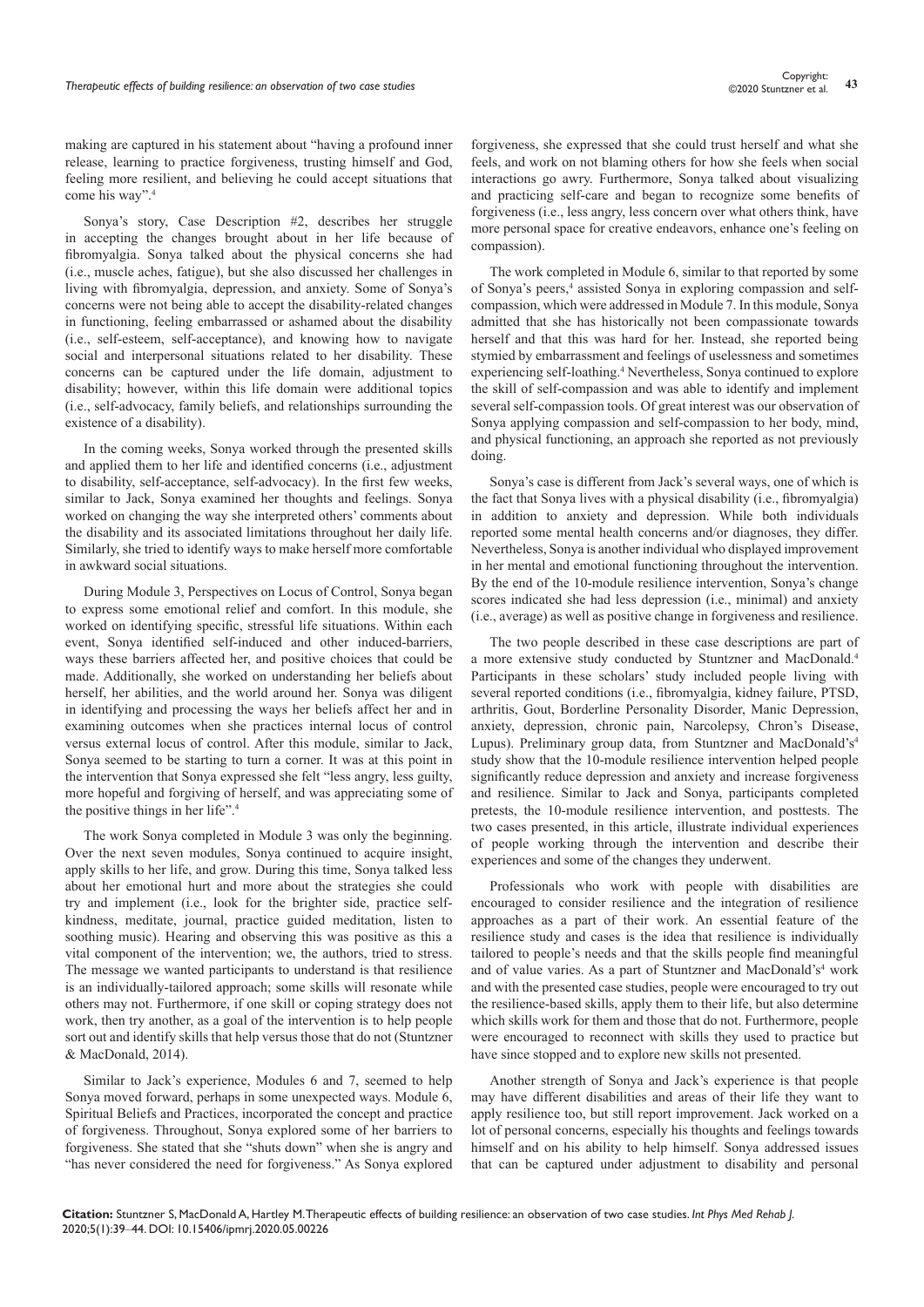making are captured in his statement about "having a profound inner release, learning to practice forgiveness, trusting himself and God, feeling more resilient, and believing he could accept situations that come his way".[4]

Sonya's story, Case Description #2, describes her struggle in accepting the changes brought about in her life because of fibromyalgia. Sonya talked about the physical concerns she had (i.e., muscle aches, fatigue), but she also discussed her challenges in living with fibromyalgia, depression, and anxiety. Some of Sonya's concerns were not being able to accept the disability-related changes in functioning, feeling embarrassed or ashamed about the disability (i.e., self-esteem, self-acceptance), and knowing how to navigate social and interpersonal situations related to her disability. These concerns can be captured under the life domain, adjustment to disability; however, within this life domain were additional topics (i.e., self-advocacy, family beliefs, and relationships surrounding the existence of a disability).

In the coming weeks, Sonya worked through the presented skills and applied them to her life and identified concerns (i.e., adjustment to disability, self-acceptance, self-advocacy). In the first few weeks, similar to Jack, Sonya examined her thoughts and feelings. Sonya worked on changing the way she interpreted others' comments about the disability and its associated limitations throughout her daily life. Similarly, she tried to identify ways to make herself more comfortable in awkward social situations.

During Module 3, Perspectives on Locus of Control, Sonya began to express some emotional relief and comfort. In this module, she worked on identifying specific, stressful life situations. Within each event, Sonya identified self-induced and other induced-barriers, ways these barriers affected her, and positive choices that could be made. Additionally, she worked on understanding her beliefs about herself, her abilities, and the world around her. Sonya was diligent in identifying and processing the ways her beliefs affect her and in examining outcomes when she practices internal locus of control versus external locus of control. After this module, similar to Jack, Sonya seemed to be starting to turn a corner. It was at this point in the intervention that Sonya expressed she felt "less angry, less guilty, more hopeful and forgiving of herself, and was appreciating some of the positive things in her life".[4]

The work Sonya completed in Module 3 was only the beginning. Over the next seven modules, Sonya continued to acquire insight, apply skills to her life, and grow. During this time, Sonya talked less about her emotional hurt and more about the strategies she could try and implement (i.e., look for the brighter side, practice self-kindness, meditate, journal, practice guided meditation, listen to soothing music). Hearing and observing this was positive as this a vital component of the intervention; we, the authors, tried to stress. The message we wanted participants to understand is that resilience is an individually-tailored approach; some skills will resonate while others may not. Furthermore, if one skill or coping strategy does not work, then try another, as a goal of the intervention is to help people sort out and identify skills that help versus those that do not (Stuntzner & MacDonald, 2014).

Similar to Jack's experience, Modules 6 and 7, seemed to help Sonya moved forward, perhaps in some unexpected ways. Module 6, Spiritual Beliefs and Practices, incorporated the concept and practice of forgiveness. Throughout, Sonya explored some of her barriers to forgiveness. She stated that she "shuts down" when she is angry and "has never considered the need for forgiveness." As Sonya explored forgiveness, she expressed that she could trust herself and what she feels, and work on not blaming others for how she feels when social interactions go awry. Furthermore, Sonya talked about visualizing and practicing self-care and began to recognize some benefits of forgiveness (i.e., less angry, less concern over what others think, have more personal space for creative endeavors, enhance one's feeling on compassion).

The work completed in Module 6, similar to that reported by some of Sonya's peers,[4] assisted Sonya in exploring compassion and self-compassion, which were addressed in Module 7. In this module, Sonya admitted that she has historically not been compassionate towards herself and that this was hard for her. Instead, she reported being stymied by embarrassment and feelings of uselessness and sometimes experiencing self-loathing.[4] Nevertheless, Sonya continued to explore the skill of self-compassion and was able to identify and implement several self-compassion tools. Of great interest was our observation of Sonya applying compassion and self-compassion to her body, mind, and physical functioning, an approach she reported as not previously doing.

Sonya's case is different from Jack's several ways, one of which is the fact that Sonya lives with a physical disability (i.e., fibromyalgia) in addition to anxiety and depression. While both individuals reported some mental health concerns and/or diagnoses, they differ. Nevertheless, Sonya is another individual who displayed improvement in her mental and emotional functioning throughout the intervention. By the end of the 10-module resilience intervention, Sonya's change scores indicated she had less depression (i.e., minimal) and anxiety (i.e., average) as well as positive change in forgiveness and resilience.

The two people described in these case descriptions are part of a more extensive study conducted by Stuntzner and MacDonald.[4] Participants in these scholars' study included people living with several reported conditions (i.e., fibromyalgia, kidney failure, PTSD, arthritis, Gout, Borderline Personality Disorder, Manic Depression, anxiety, depression, chronic pain, Narcolepsy, Chron's Disease, Lupus). Preliminary group data, from Stuntzner and MacDonald's[4] study show that the 10-module resilience intervention helped people significantly reduce depression and anxiety and increase forgiveness and resilience. Similar to Jack and Sonya, participants completed pretests, the 10-module resilience intervention, and posttests. The two cases presented, in this article, illustrate individual experiences of people working through the intervention and describe their experiences and some of the changes they underwent.

Professionals who work with people with disabilities are encouraged to consider resilience and the integration of resilience approaches as a part of their work. An essential feature of the resilience study and cases is the idea that resilience is individually tailored to people's needs and that the skills people find meaningful and of value varies. As a part of Stuntzner and MacDonald's[4] work and with the presented case studies, people were encouraged to try out the resilience-based skills, apply them to their life, but also determine which skills work for them and those that do not. Furthermore, people were encouraged to reconnect with skills they used to practice but have since stopped and to explore new skills not presented.

Another strength of Sonya and Jack's experience is that people may have different disabilities and areas of their life they want to apply resilience too, but still report improvement. Jack worked on a lot of personal concerns, especially his thoughts and feelings towards himself and on his ability to help himself. Sonya addressed issues that can be captured under adjustment to disability and personal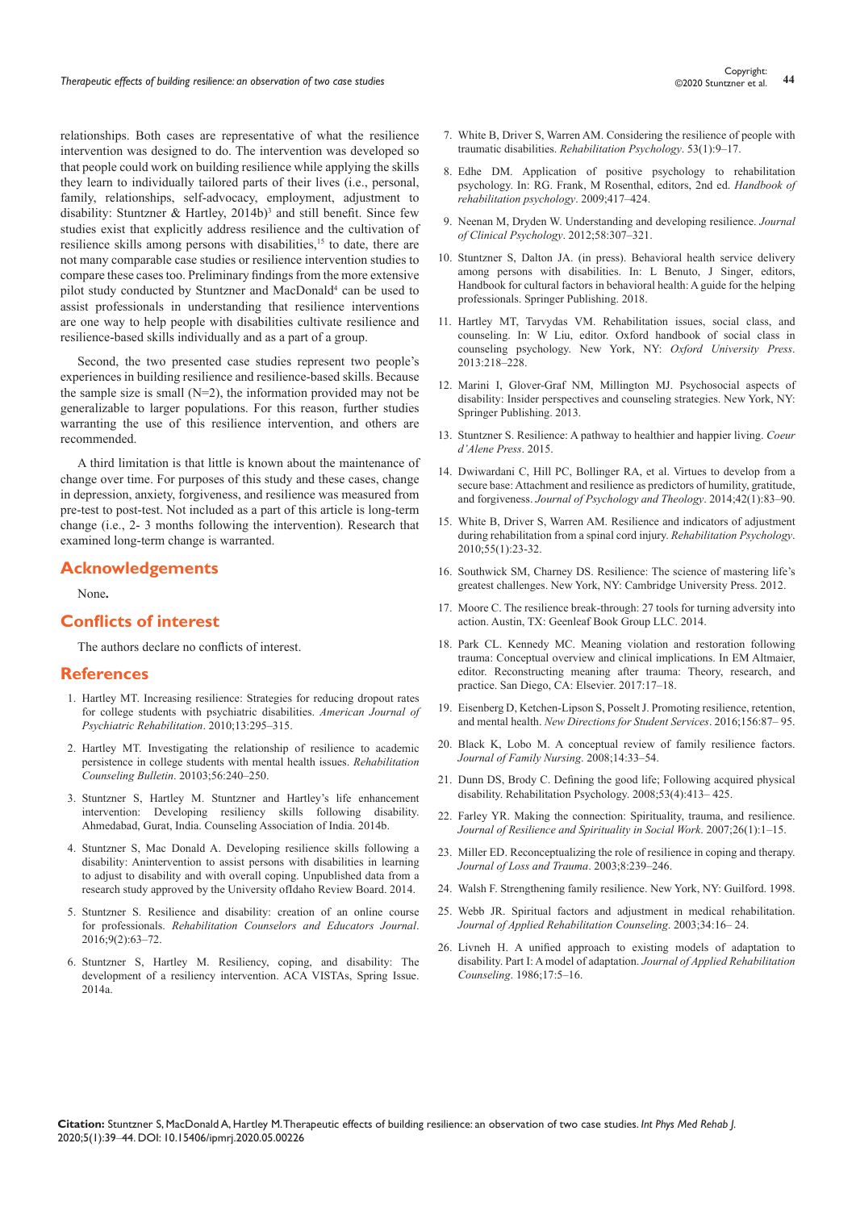relationships. Both cases are representative of what the resilience intervention was designed to do. The intervention was developed so that people could work on building resilience while applying the skills they learn to individually tailored parts of their lives (i.e., personal, family, relationships, self-advocacy, employment, adjustment to disability: Stuntzner & Hartley, 2014b)[3] and still benefit. Since few studies exist that explicitly address resilience and the cultivation of resilience skills among persons with disabilities,[15] to date, there are not many comparable case studies or resilience intervention studies to compare these cases too. Preliminary findings from the more extensive pilot study conducted by Stuntzner and MacDonald[4] can be used to assist professionals in understanding that resilience interventions are one way to help people with disabilities cultivate resilience and resilience-based skills individually and as a part of a group.

Second, the two presented case studies represent two people's experiences in building resilience and resilience-based skills. Because the sample size is small (N=2), the information provided may not be generalizable to larger populations. For this reason, further studies warranting the use of this resilience intervention, and others are recommended.

A third limitation is that little is known about the maintenance of change over time. For purposes of this study and these cases, change in depression, anxiety, forgiveness, and resilience was measured from pre-test to post-test. Not included as a part of this article is long-term change (i.e., 2- 3 months following the intervention). Research that examined long-term change is warranted.

## Acknowledgements

None**.**

## Conflicts of interest

The authors declare no conflicts of interest.

## References

1. Hartley MT. Increasing resilience: Strategies for reducing dropout rates for college students with psychiatric disabilities. *American Journal of Psychiatric Rehabilitation*. 2010;13:295–315.
2. Hartley MT. Investigating the relationship of resilience to academic persistence in college students with mental health issues. *Rehabilitation Counseling Bulletin*. 20103;56:240–250.
3. Stuntzner S, Hartley M. Stuntzner and Hartley's life enhancement intervention: Developing resiliency skills following disability. Ahmedabad, Gurat, India. Counseling Association of India. 2014b.
4. Stuntzner S, Mac Donald A. Developing resilience skills following a disability: Anintervention to assist persons with disabilities in learning to adjust to disability and with overall coping. Unpublished data from a research study approved by the University ofIdaho Review Board. 2014.
5. Stuntzner S. Resilience and disability: creation of an online course for professionals. *Rehabilitation Counselors and Educators Journal*. 2016;9(2):63–72.
6. Stuntzner S, Hartley M. Resiliency, coping, and disability: The development of a resiliency intervention. ACA VISTAs, Spring Issue. 2014a.
7. White B, Driver S, Warren AM. Considering the resilience of people with traumatic disabilities. *Rehabilitation Psychology*. 53(1):9–17.
8. Edhe DM. Application of positive psychology to rehabilitation psychology. In: RG. Frank, M Rosenthal, editors, 2nd ed. *Handbook of rehabilitation psychology*. 2009;417–424.
9. Neenan M, Dryden W. Understanding and developing resilience. *Journal of Clinical Psychology*. 2012;58:307–321.
10. Stuntzner S, Dalton JA. (in press). Behavioral health service delivery among persons with disabilities. In: L Benuto, J Singer, editors, Handbook for cultural factors in behavioral health: A guide for the helping professionals. Springer Publishing. 2018.
11. Hartley MT, Tarvydas VM. Rehabilitation issues, social class, and counseling. In: W Liu, editor. Oxford handbook of social class in counseling psychology. New York, NY: *Oxford University Press*. 2013:218–228.
12. Marini I, Glover-Graf NM, Millington MJ. Psychosocial aspects of disability: Insider perspectives and counseling strategies. New York, NY: Springer Publishing. 2013.
13. Stuntzner S. Resilience: A pathway to healthier and happier living. *Coeur d'Alene Press*. 2015.
14. Dwiwardani C, Hill PC, Bollinger RA, et al. Virtues to develop from a secure base: Attachment and resilience as predictors of humility, gratitude, and forgiveness. *Journal of Psychology and Theology*. 2014;42(1):83–90.
15. White B, Driver S, Warren AM. Resilience and indicators of adjustment during rehabilitation from a spinal cord injury. *Rehabilitation Psychology*. 2010;55(1):23-32.
16. Southwick SM, Charney DS. Resilience: The science of mastering life's greatest challenges. New York, NY: Cambridge University Press. 2012.
17. Moore C. The resilience break-through: 27 tools for turning adversity into action. Austin, TX: Geenleaf Book Group LLC. 2014.
18. Park CL. Kennedy MC. Meaning violation and restoration following trauma: Conceptual overview and clinical implications. In EM Altmaier, editor. Reconstructing meaning after trauma: Theory, research, and practice. San Diego, CA: Elsevier. 2017:17–18.
19. Eisenberg D, Ketchen-Lipson S, Posselt J. Promoting resilience, retention, and mental health. *New Directions for Student Services*. 2016;156:87– 95.
20. Black K, Lobo M. A conceptual review of family resilience factors. *Journal of Family Nursing*. 2008;14:33–54.
21. Dunn DS, Brody C. Defining the good life; Following acquired physical disability. Rehabilitation Psychology. 2008;53(4):413– 425.
22. Farley YR. Making the connection: Spirituality, trauma, and resilience. *Journal of Resilience and Spirituality in Social Work*. 2007;26(1):1–15.
23. Miller ED. Reconceptualizing the role of resilience in coping and therapy. *Journal of Loss and Trauma*. 2003;8:239–246.
24. Walsh F. Strengthening family resilience. New York, NY: Guilford. 1998.
25. Webb JR. Spiritual factors and adjustment in medical rehabilitation. *Journal of Applied Rehabilitation Counseling*. 2003;34:16– 24.
26. Livneh H. A unified approach to existing models of adaptation to disability. Part I: A model of adaptation. *Journal of Applied Rehabilitation Counseling*. 1986;17:5–16.